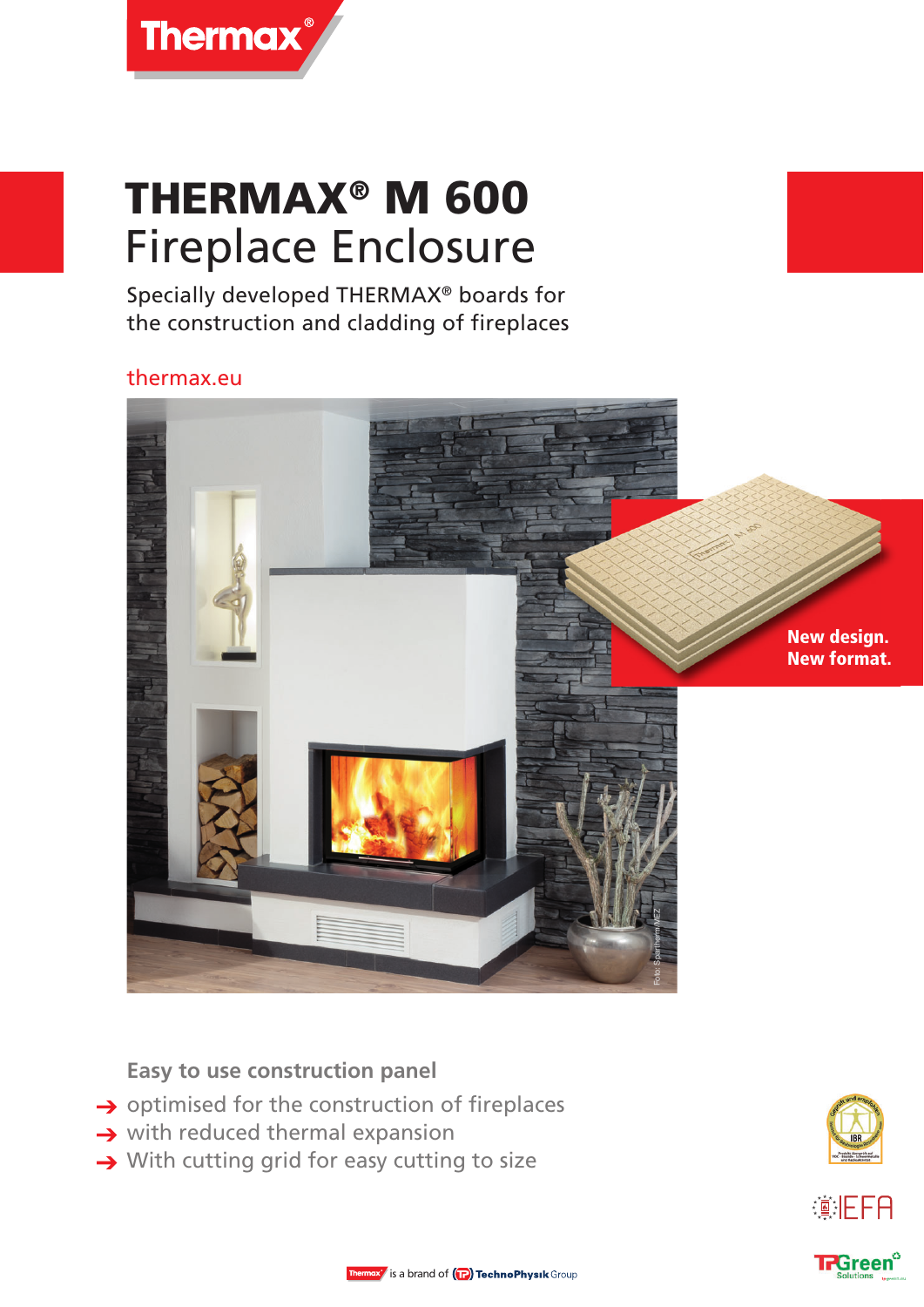# THERMAX® M 600
## Fireplace Enclosure

Specially developed THERMAX® boards for the construction and cladding of fireplaces

thermax.eu

**New design. New format.**

Foto: Spartherm/MEZ

### Easy to use construction panel

- optimised for the construction of fireplaces
- with reduced thermal expansion
- With cutting grid for easy cutting to size

Thermax is a brand of TechnoPhysik Group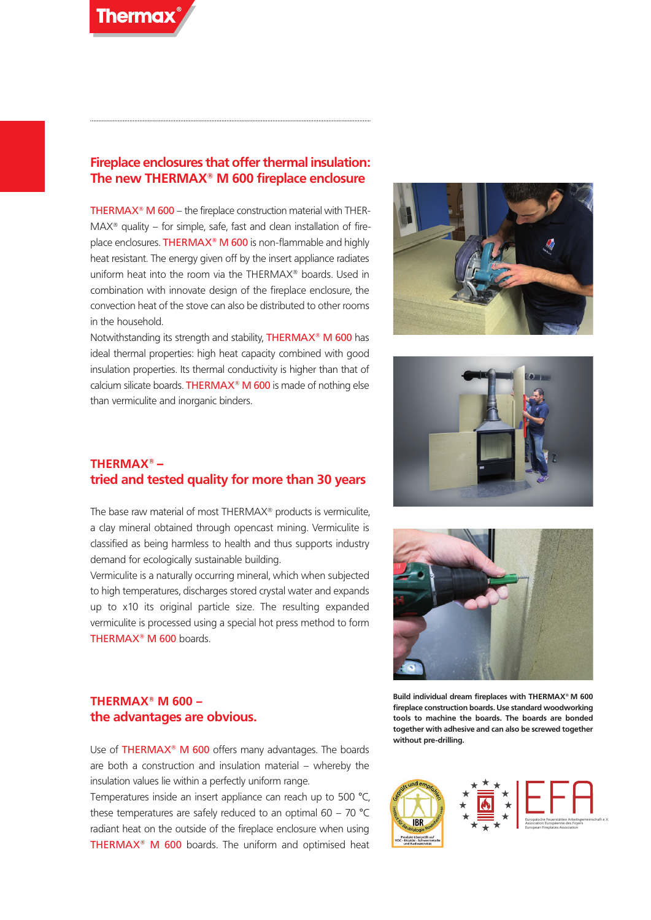## Fireplace enclosures that offer thermal insulation: The new THERMAX® M 600 fireplace enclosure

THERMAX® M 600 – the fireplace construction material with THERMAX® quality – for simple, safe, fast and clean installation of fireplace enclosures. THERMAX® M 600 is non-flammable and highly heat resistant. The energy given off by the insert appliance radiates uniform heat into the room via the THERMAX® boards. Used in combination with innovate design of the fireplace enclosure, the convection heat of the stove can also be distributed to other rooms in the household.

Notwithstanding its strength and stability, THERMAX® M 600 has ideal thermal properties: high heat capacity combined with good insulation properties. Its thermal conductivity is higher than that of calcium silicate boards. THERMAX® M 600 is made of nothing else than vermiculite and inorganic binders.

## THERMAX® – tried and tested quality for more than 30 years

The base raw material of most THERMAX® products is vermiculite, a clay mineral obtained through opencast mining. Vermiculite is classified as being harmless to health and thus supports industry demand for ecologically sustainable building.

Vermiculite is a naturally occurring mineral, which when subjected to high temperatures, discharges stored crystal water and expands up to x10 its original particle size. The resulting expanded vermiculite is processed using a special hot press method to form THERMAX® M 600 boards.

## THERMAX® M 600 – the advantages are obvious.

Use of THERMAX® M 600 offers many advantages. The boards are both a construction and insulation material – whereby the insulation values lie within a perfectly uniform range.

Temperatures inside an insert appliance can reach up to 500 °C, these temperatures are safely reduced to an optimal 60 – 70 °C radiant heat on the outside of the fireplace enclosure when using THERMAX® M 600 boards. The uniform and optimised heat

**Build individual dream fireplaces with THERMAX® M 600 fireplace construction boards. Use standard woodworking tools to machine the boards. The boards are bonded together with adhesive and can also be screwed together without pre-drilling.**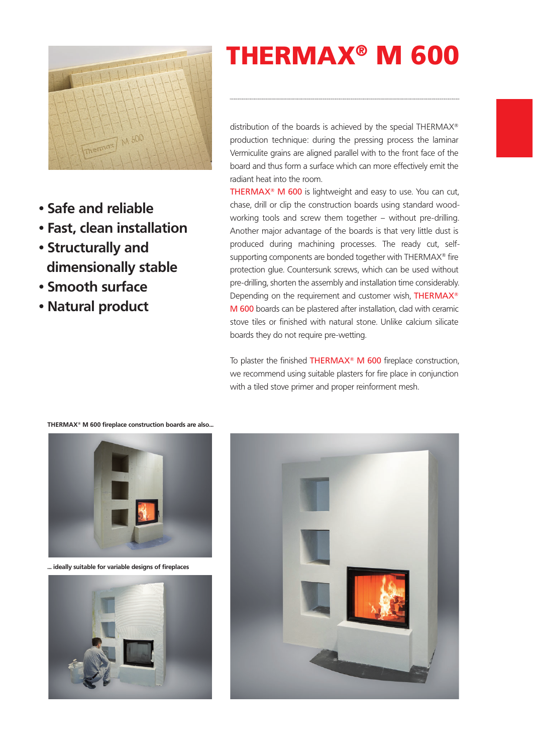# THERMAX® M 600

- Safe and reliable
- Fast, clean installation
- Structurally and dimensionally stable
- Smooth surface
- Natural product

distribution of the boards is achieved by the special THERMAX® production technique: during the pressing process the laminar Vermiculite grains are aligned parallel with to the front face of the board and thus form a surface which can more effectively emit the radiant heat into the room.

THERMAX® M 600 is lightweight and easy to use. You can cut, chase, drill or clip the construction boards using standard wood-working tools and screw them together – without pre-drilling. Another major advantage of the boards is that very little dust is produced during machining processes. The ready cut, self-supporting components are bonded together with THERMAX® fire protection glue. Countersunk screws, which can be used without pre-drilling, shorten the assembly and installation time considerably. Depending on the requirement and customer wish, THERMAX® M 600 boards can be plastered after installation, clad with ceramic stove tiles or finished with natural stone. Unlike calcium silicate boards they do not require pre-wetting.

To plaster the finished THERMAX® M 600 fireplace construction, we recommend using suitable plasters for fire place in conjunction with a tiled stove primer and proper reinforcement mesh.

**THERMAX® M 600 fireplace construction boards are also...**

**... ideally suitable for variable designs of fireplaces**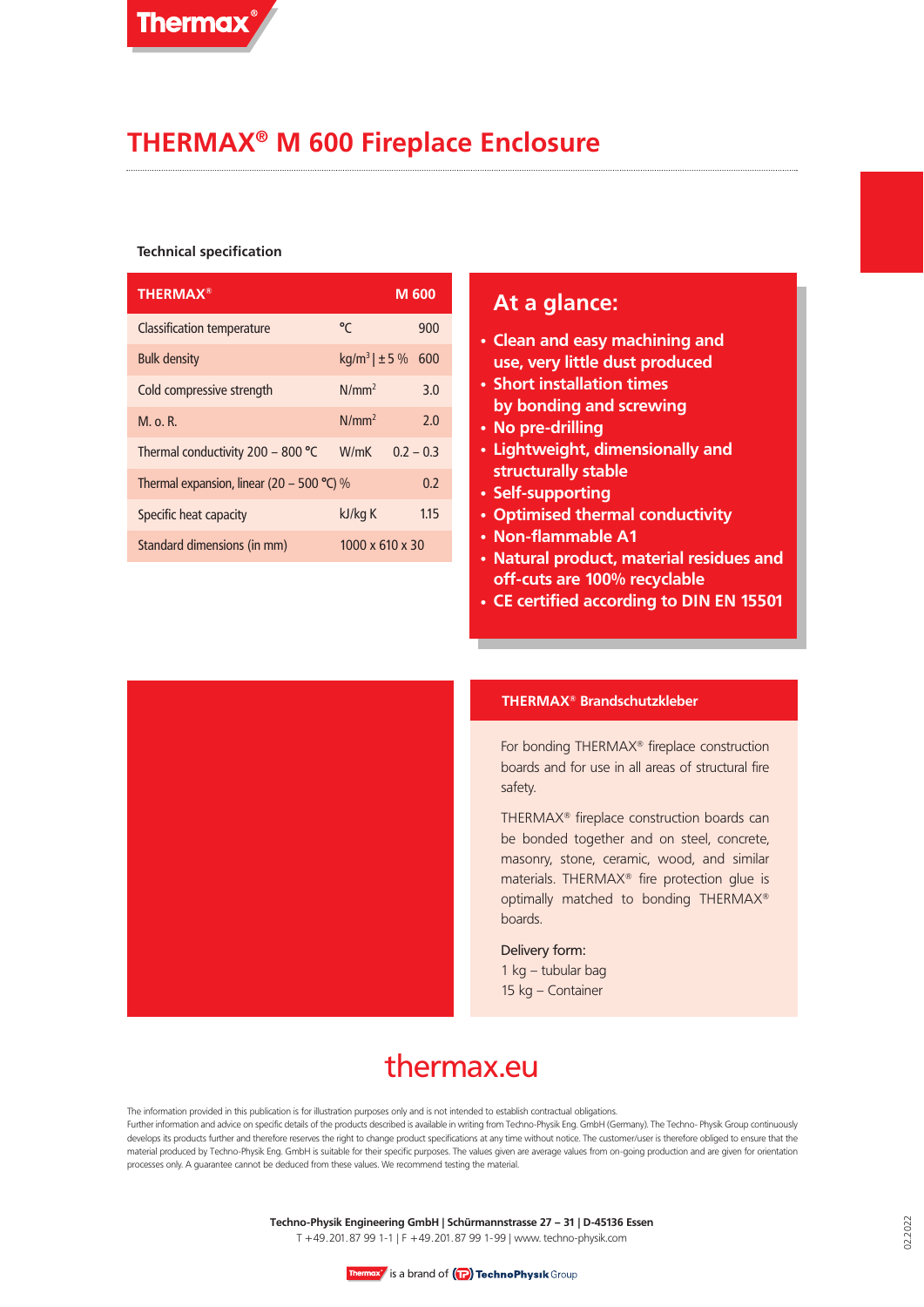# THERMAX® M 600 Fireplace Enclosure

### Technical specification

| THERMAX® | | M 600 |
|---|---|---|
| Classification temperature | °C | 900 |
| Bulk density | $kg/m^3$ \| ± 5 % | 600 |
| Cold compressive strength | $N/mm^2$ | 3.0 |
| M. o. R. | $N/mm^2$ | 2.0 |
| Thermal conductivity 200 – 800 °C | W/mK | 0.2 – 0.3 |
| Thermal expansion, linear (20 – 500 °C) | % | 0.2 |
| Specific heat capacity | kJ/kg K | 1.15 |
| Standard dimensions (in mm) | 1000 x 610 x 30 | |

## At a glance:

- Clean and easy machining and use, very little dust produced
- Short installation times by bonding and screwing
- No pre-drilling
- Lightweight, dimensionally and structurally stable
- Self-supporting
- Optimised thermal conductivity
- Non-flammable A1
- Natural product, material residues and off-cuts are 100% recyclable
- CE certified according to DIN EN 15501

### THERMAX® Brandschutzkleber

For bonding THERMAX® fireplace construction boards and for use in all areas of structural fire safety.

THERMAX® fireplace construction boards can be bonded together and on steel, concrete, masonry, stone, ceramic, wood, and similar materials. THERMAX® fire protection glue is optimally matched to bonding THERMAX® boards.

Delivery form:
1 kg – tubular bag
15 kg – Container

thermax.eu

The information provided in this publication is for illustration purposes only and is not intended to establish contractual obligations.
Further information and advice on specific details of the products described is available in writing from Techno-Physik Eng. GmbH (Germany). The Techno- Physik Group continuously develops its products further and therefore reserves the right to change product specifications at any time without notice. The customer/user is therefore obliged to ensure that the material produced by Techno-Physik Eng. GmbH is suitable for their specific purposes. The values given are average values from on-going production and are given for orientation processes only. A guarantee cannot be deduced from these values. We recommend testing the material.

**Techno-Physik Engineering GmbH | Schürmannstrasse 27 – 31 | D-45136 Essen**
T +49.201.87 99 1-1 | F +49.201.87 99 1-99 | www. techno-physik.com

Thermax® is a brand of TechnoPhysik Group

02.2022